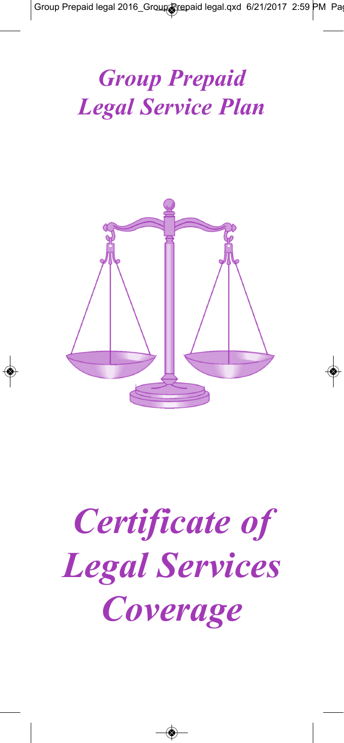# *Group Prepaid Legal Service Plan*

# *Certificate of Legal Services Coverage*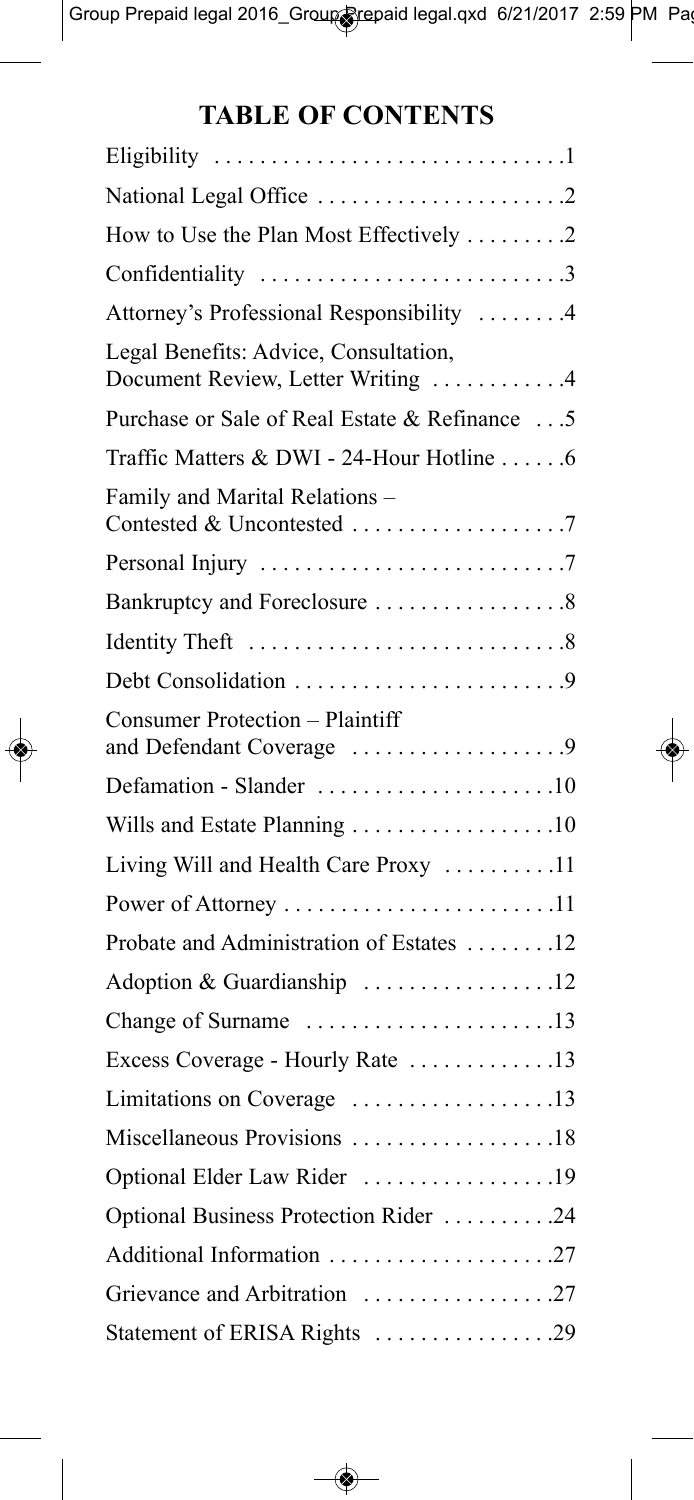# TABLE OF CONTENTS

| | |
|---|---|
| Eligibility | 1 |
| National Legal Office | 2 |
| How to Use the Plan Most Effectively | 2 |
| Confidentiality | 3 |
| Attorney's Professional Responsibility | 4 |
| Legal Benefits: Advice, Consultation, Document Review, Letter Writing | 4 |
| Purchase or Sale of Real Estate & Refinance | 5 |
| Traffic Matters & DWI - 24-Hour Hotline | 6 |
| Family and Marital Relations – Contested & Uncontested | 7 |
| Personal Injury | 7 |
| Bankruptcy and Foreclosure | 8 |
| Identity Theft | 8 |
| Debt Consolidation | 9 |
| Consumer Protection – Plaintiff and Defendant Coverage | 9 |
| Defamation - Slander | 10 |
| Wills and Estate Planning | 10 |
| Living Will and Health Care Proxy | 11 |
| Power of Attorney | 11 |
| Probate and Administration of Estates | 12 |
| Adoption & Guardianship | 12 |
| Change of Surname | 13 |
| Excess Coverage - Hourly Rate | 13 |
| Limitations on Coverage | 13 |
| Miscellaneous Provisions | 18 |
| Optional Elder Law Rider | 19 |
| Optional Business Protection Rider | 24 |
| Additional Information | 27 |
| Grievance and Arbitration | 27 |
| Statement of ERISA Rights | 29 |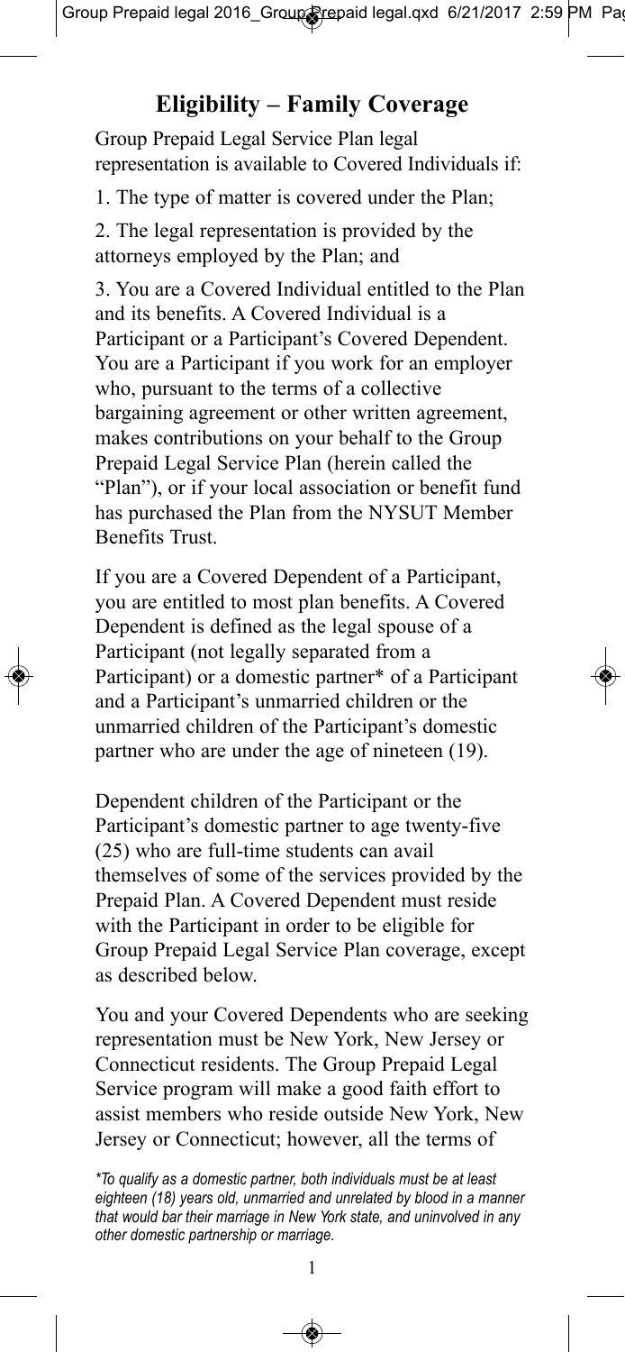## Eligibility – Family Coverage

Group Prepaid Legal Service Plan legal representation is available to Covered Individuals if:

1. The type of matter is covered under the Plan;

2. The legal representation is provided by the attorneys employed by the Plan; and

3. You are a Covered Individual entitled to the Plan and its benefits. A Covered Individual is a Participant or a Participant's Covered Dependent. You are a Participant if you work for an employer who, pursuant to the terms of a collective bargaining agreement or other written agreement, makes contributions on your behalf to the Group Prepaid Legal Service Plan (herein called the "Plan"), or if your local association or benefit fund has purchased the Plan from the NYSUT Member Benefits Trust.

If you are a Covered Dependent of a Participant, you are entitled to most plan benefits. A Covered Dependent is defined as the legal spouse of a Participant (not legally separated from a Participant) or a domestic partner* of a Participant and a Participant's unmarried children or the unmarried children of the Participant's domestic partner who are under the age of nineteen (19).

Dependent children of the Participant or the Participant's domestic partner to age twenty-five (25) who are full-time students can avail themselves of some of the services provided by the Prepaid Plan. A Covered Dependent must reside with the Participant in order to be eligible for Group Prepaid Legal Service Plan coverage, except as described below.

You and your Covered Dependents who are seeking representation must be New York, New Jersey or Connecticut residents. The Group Prepaid Legal Service program will make a good faith effort to assist members who reside outside New York, New Jersey or Connecticut; however, all the terms of

*\*To qualify as a domestic partner, both individuals must be at least eighteen (18) years old, unmarried and unrelated by blood in a manner that would bar their marriage in New York state, and uninvolved in any other domestic partnership or marriage.*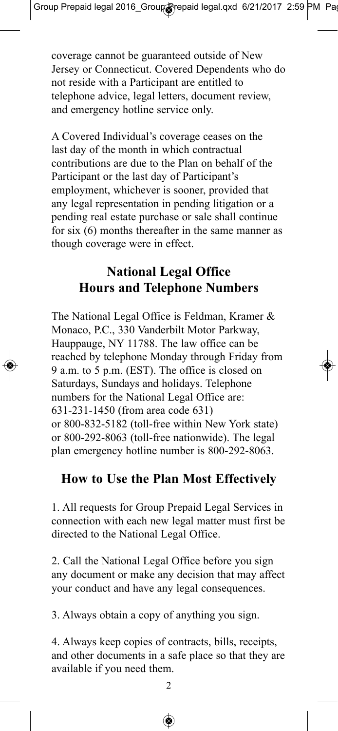coverage cannot be guaranteed outside of New Jersey or Connecticut. Covered Dependents who do not reside with a Participant are entitled to telephone advice, legal letters, document review, and emergency hotline service only.

A Covered Individual's coverage ceases on the last day of the month in which contractual contributions are due to the Plan on behalf of the Participant or the last day of Participant's employment, whichever is sooner, provided that any legal representation in pending litigation or a pending real estate purchase or sale shall continue for six (6) months thereafter in the same manner as though coverage were in effect.

## National Legal Office Hours and Telephone Numbers

The National Legal Office is Feldman, Kramer & Monaco, P.C., 330 Vanderbilt Motor Parkway, Hauppauge, NY 11788. The law office can be reached by telephone Monday through Friday from 9 a.m. to 5 p.m. (EST). The office is closed on Saturdays, Sundays and holidays. Telephone numbers for the National Legal Office are:
631-231-1450 (from area code 631)
or 800-832-5182 (toll-free within New York state)
or 800-292-8063 (toll-free nationwide). The legal plan emergency hotline number is 800-292-8063.

## How to Use the Plan Most Effectively

1. All requests for Group Prepaid Legal Services in connection with each new legal matter must first be directed to the National Legal Office.

2. Call the National Legal Office before you sign any document or make any decision that may affect your conduct and have any legal consequences.

3. Always obtain a copy of anything you sign.

4. Always keep copies of contracts, bills, receipts, and other documents in a safe place so that they are available if you need them.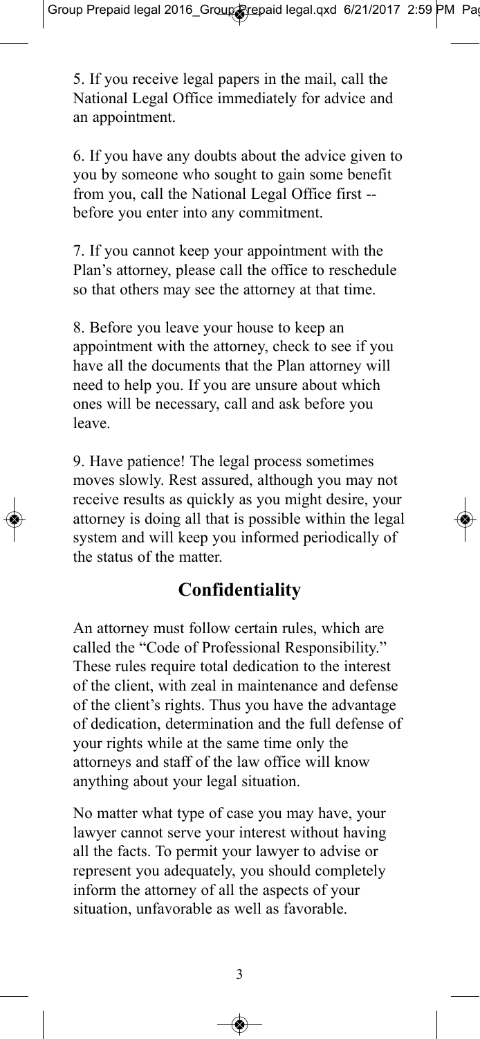5. If you receive legal papers in the mail, call the National Legal Office immediately for advice and an appointment.

6. If you have any doubts about the advice given to you by someone who sought to gain some benefit from you, call the National Legal Office first -- before you enter into any commitment.

7. If you cannot keep your appointment with the Plan's attorney, please call the office to reschedule so that others may see the attorney at that time.

8. Before you leave your house to keep an appointment with the attorney, check to see if you have all the documents that the Plan attorney will need to help you. If you are unsure about which ones will be necessary, call and ask before you leave.

9. Have patience! The legal process sometimes moves slowly. Rest assured, although you may not receive results as quickly as you might desire, your attorney is doing all that is possible within the legal system and will keep you informed periodically of the status of the matter.

## Confidentiality

An attorney must follow certain rules, which are called the "Code of Professional Responsibility." These rules require total dedication to the interest of the client, with zeal in maintenance and defense of the client's rights. Thus you have the advantage of dedication, determination and the full defense of your rights while at the same time only the attorneys and staff of the law office will know anything about your legal situation.

No matter what type of case you may have, your lawyer cannot serve your interest without having all the facts. To permit your lawyer to advise or represent you adequately, you should completely inform the attorney of all the aspects of your situation, unfavorable as well as favorable.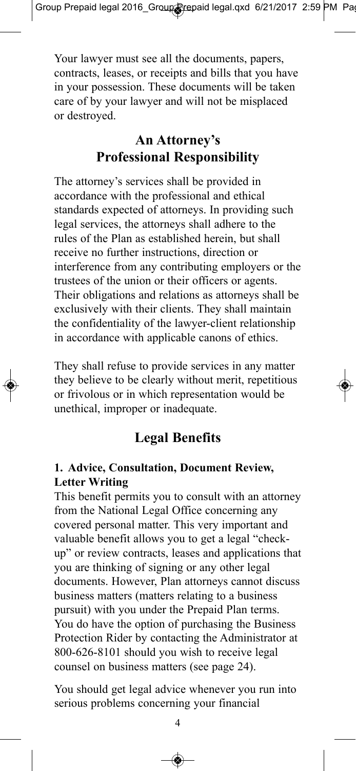Your lawyer must see all the documents, papers, contracts, leases, or receipts and bills that you have in your possession. These documents will be taken care of by your lawyer and will not be misplaced or destroyed.

## An Attorney's Professional Responsibility

The attorney's services shall be provided in accordance with the professional and ethical standards expected of attorneys. In providing such legal services, the attorneys shall adhere to the rules of the Plan as established herein, but shall receive no further instructions, direction or interference from any contributing employers or the trustees of the union or their officers or agents. Their obligations and relations as attorneys shall be exclusively with their clients. They shall maintain the confidentiality of the lawyer-client relationship in accordance with applicable canons of ethics.

They shall refuse to provide services in any matter they believe to be clearly without merit, repetitious or frivolous or in which representation would be unethical, improper or inadequate.

## Legal Benefits

### 1. Advice, Consultation, Document Review, Letter Writing

This benefit permits you to consult with an attorney from the National Legal Office concerning any covered personal matter. This very important and valuable benefit allows you to get a legal "check-up" or review contracts, leases and applications that you are thinking of signing or any other legal documents. However, Plan attorneys cannot discuss business matters (matters relating to a business pursuit) with you under the Prepaid Plan terms. You do have the option of purchasing the Business Protection Rider by contacting the Administrator at 800-626-8101 should you wish to receive legal counsel on business matters (see page 24).

You should get legal advice whenever you run into serious problems concerning your financial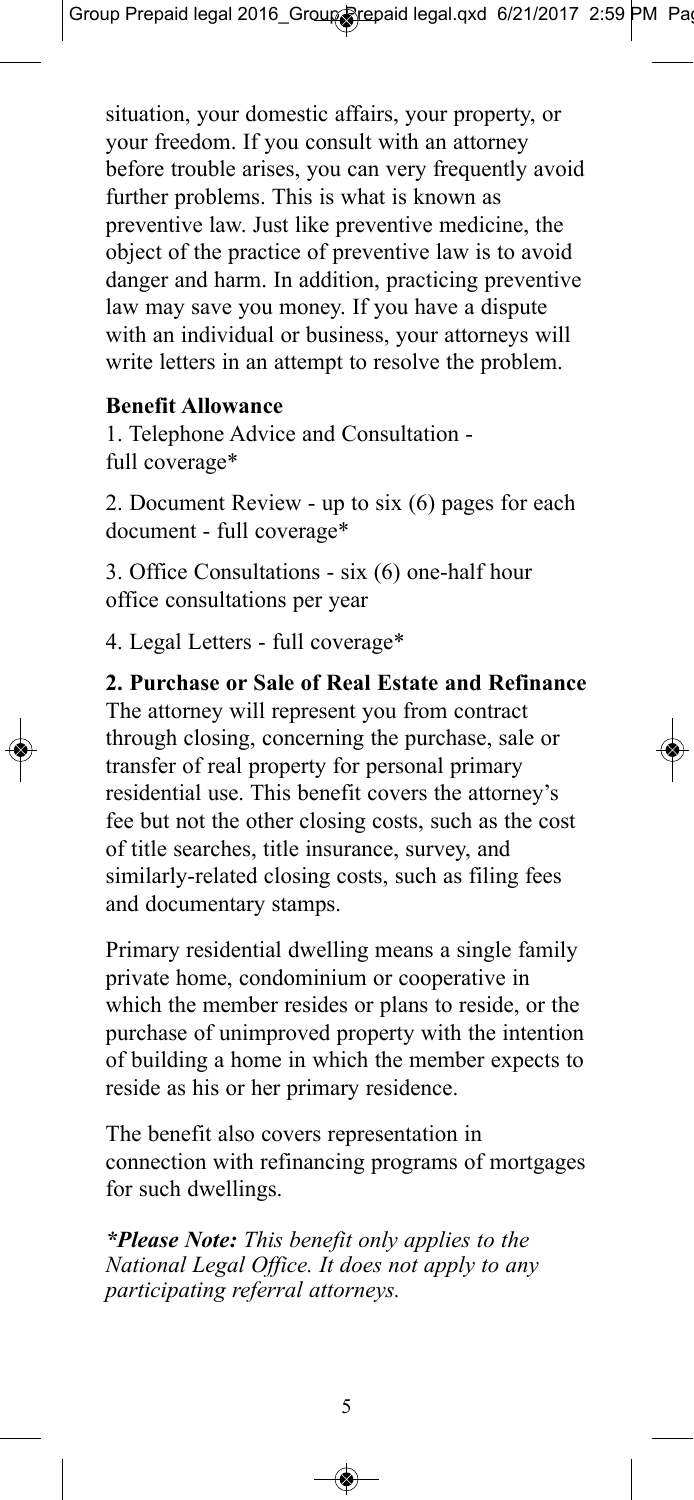situation, your domestic affairs, your property, or your freedom. If you consult with an attorney before trouble arises, you can very frequently avoid further problems. This is what is known as preventive law. Just like preventive medicine, the object of the practice of preventive law is to avoid danger and harm. In addition, practicing preventive law may save you money. If you have a dispute with an individual or business, your attorneys will write letters in an attempt to resolve the problem.

**Benefit Allowance**

1. Telephone Advice and Consultation - full coverage*

2. Document Review - up to six (6) pages for each document - full coverage*

3. Office Consultations - six (6) one-half hour office consultations per year

4. Legal Letters - full coverage*

**2. Purchase or Sale of Real Estate and Refinance**

The attorney will represent you from contract through closing, concerning the purchase, sale or transfer of real property for personal primary residential use. This benefit covers the attorney's fee but not the other closing costs, such as the cost of title searches, title insurance, survey, and similarly-related closing costs, such as filing fees and documentary stamps.

Primary residential dwelling means a single family private home, condominium or cooperative in which the member resides or plans to reside, or the purchase of unimproved property with the intention of building a home in which the member expects to reside as his or her primary residence.

The benefit also covers representation in connection with refinancing programs of mortgages for such dwellings.

***Please Note:** This benefit only applies to the National Legal Office. It does not apply to any participating referral attorneys.*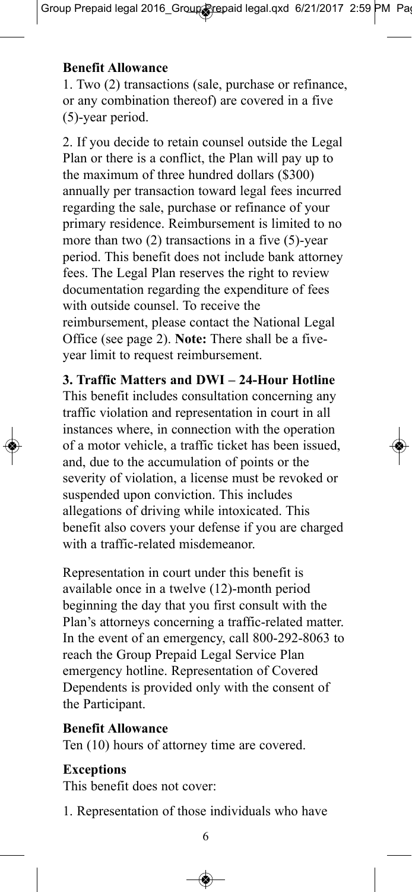**Benefit Allowance**

1. Two (2) transactions (sale, purchase or refinance, or any combination thereof) are covered in a five (5)-year period.

2. If you decide to retain counsel outside the Legal Plan or there is a conflict, the Plan will pay up to the maximum of three hundred dollars ($300) annually per transaction toward legal fees incurred regarding the sale, purchase or refinance of your primary residence. Reimbursement is limited to no more than two (2) transactions in a five (5)-year period. This benefit does not include bank attorney fees. The Legal Plan reserves the right to review documentation regarding the expenditure of fees with outside counsel. To receive the reimbursement, please contact the National Legal Office (see page 2). **Note:** There shall be a five-year limit to request reimbursement.

**3. Traffic Matters and DWI – 24-Hour Hotline**

This benefit includes consultation concerning any traffic violation and representation in court in all instances where, in connection with the operation of a motor vehicle, a traffic ticket has been issued, and, due to the accumulation of points or the severity of violation, a license must be revoked or suspended upon conviction. This includes allegations of driving while intoxicated. This benefit also covers your defense if you are charged with a traffic-related misdemeanor.

Representation in court under this benefit is available once in a twelve (12)-month period beginning the day that you first consult with the Plan's attorneys concerning a traffic-related matter. In the event of an emergency, call 800-292-8063 to reach the Group Prepaid Legal Service Plan emergency hotline. Representation of Covered Dependents is provided only with the consent of the Participant.

**Benefit Allowance**

Ten (10) hours of attorney time are covered.

**Exceptions**

This benefit does not cover:

1. Representation of those individuals who have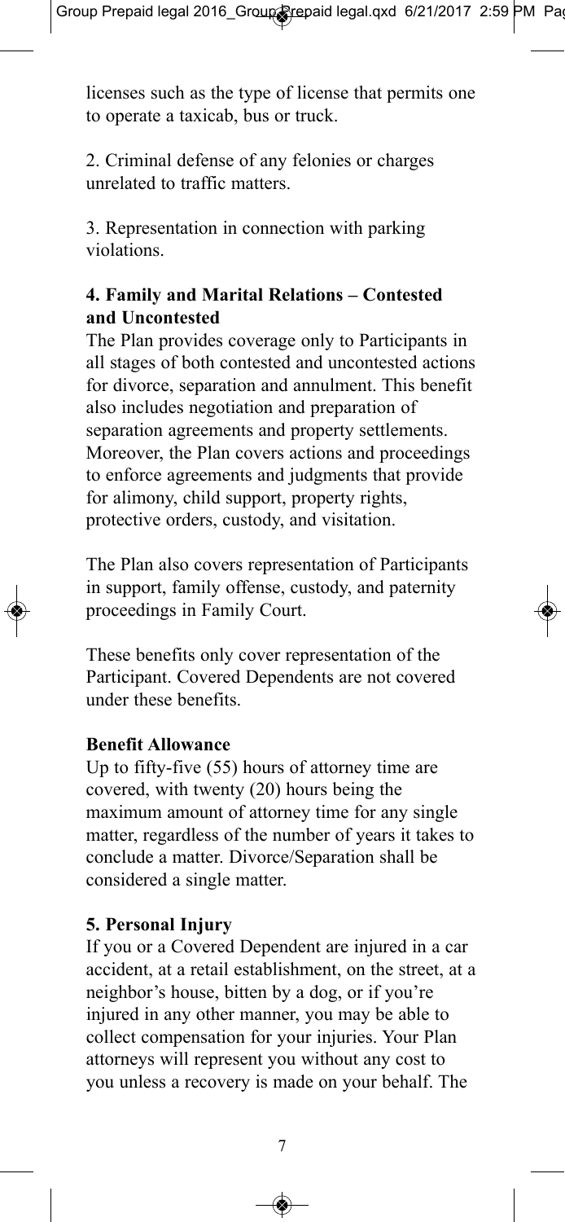licenses such as the type of license that permits one to operate a taxicab, bus or truck.

2. Criminal defense of any felonies or charges unrelated to traffic matters.

3. Representation in connection with parking violations.

### 4. Family and Marital Relations – Contested and Uncontested

The Plan provides coverage only to Participants in all stages of both contested and uncontested actions for divorce, separation and annulment. This benefit also includes negotiation and preparation of separation agreements and property settlements. Moreover, the Plan covers actions and proceedings to enforce agreements and judgments that provide for alimony, child support, property rights, protective orders, custody, and visitation.

The Plan also covers representation of Participants in support, family offense, custody, and paternity proceedings in Family Court.

These benefits only cover representation of the Participant. Covered Dependents are not covered under these benefits.

**Benefit Allowance**

Up to fifty-five (55) hours of attorney time are covered, with twenty (20) hours being the maximum amount of attorney time for any single matter, regardless of the number of years it takes to conclude a matter. Divorce/Separation shall be considered a single matter.

### 5. Personal Injury

If you or a Covered Dependent are injured in a car accident, at a retail establishment, on the street, at a neighbor's house, bitten by a dog, or if you're injured in any other manner, you may be able to collect compensation for your injuries. Your Plan attorneys will represent you without any cost to you unless a recovery is made on your behalf. The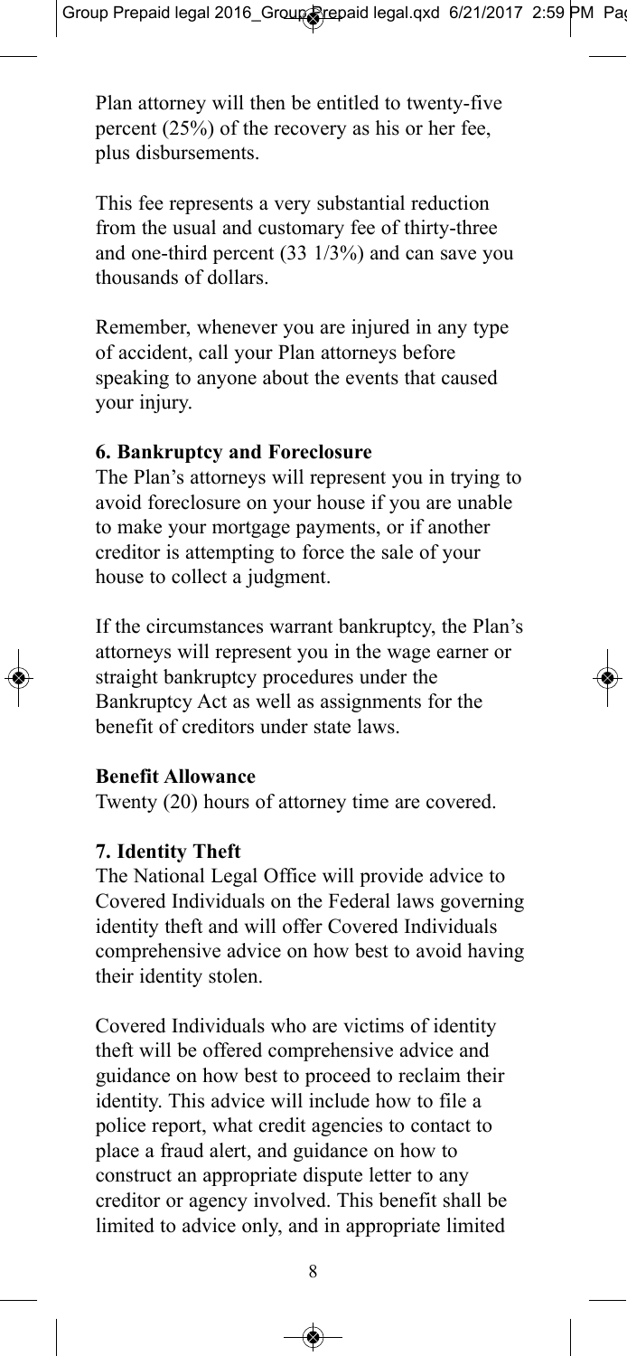Plan attorney will then be entitled to twenty-five percent (25%) of the recovery as his or her fee, plus disbursements.

This fee represents a very substantial reduction from the usual and customary fee of thirty-three and one-third percent (33 1/3%) and can save you thousands of dollars.

Remember, whenever you are injured in any type of accident, call your Plan attorneys before speaking to anyone about the events that caused your injury.

**6. Bankruptcy and Foreclosure**

The Plan's attorneys will represent you in trying to avoid foreclosure on your house if you are unable to make your mortgage payments, or if another creditor is attempting to force the sale of your house to collect a judgment.

If the circumstances warrant bankruptcy, the Plan's attorneys will represent you in the wage earner or straight bankruptcy procedures under the Bankruptcy Act as well as assignments for the benefit of creditors under state laws.

**Benefit Allowance**

Twenty (20) hours of attorney time are covered.

**7. Identity Theft**

The National Legal Office will provide advice to Covered Individuals on the Federal laws governing identity theft and will offer Covered Individuals comprehensive advice on how best to avoid having their identity stolen.

Covered Individuals who are victims of identity theft will be offered comprehensive advice and guidance on how best to proceed to reclaim their identity. This advice will include how to file a police report, what credit agencies to contact to place a fraud alert, and guidance on how to construct an appropriate dispute letter to any creditor or agency involved. This benefit shall be limited to advice only, and in appropriate limited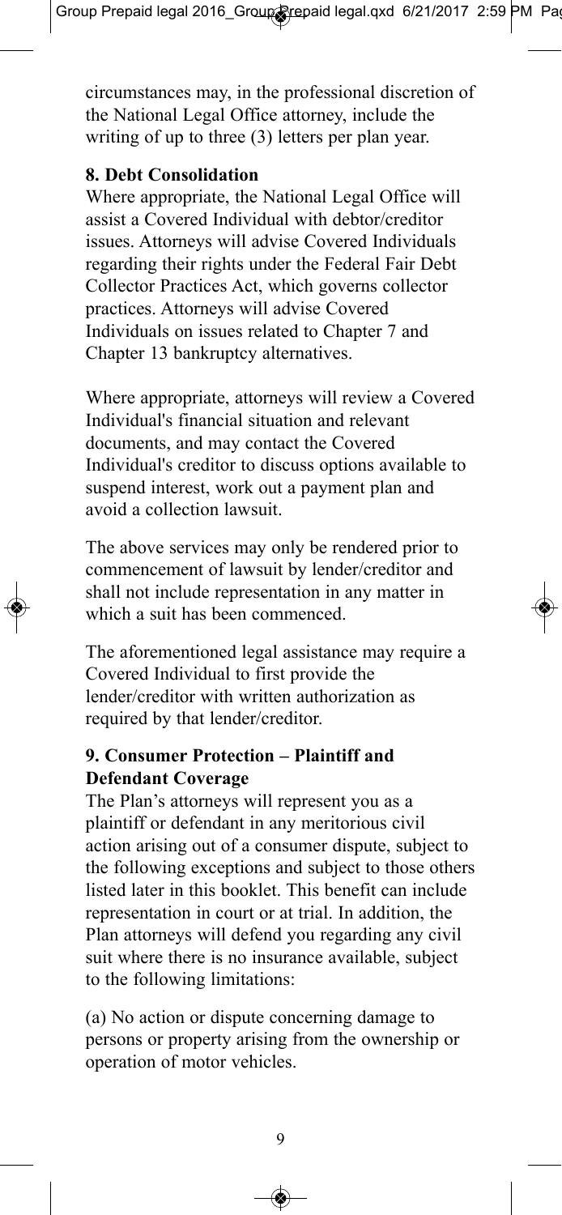circumstances may, in the professional discretion of the National Legal Office attorney, include the writing of up to three (3) letters per plan year.

### 8. Debt Consolidation

Where appropriate, the National Legal Office will assist a Covered Individual with debtor/creditor issues. Attorneys will advise Covered Individuals regarding their rights under the Federal Fair Debt Collector Practices Act, which governs collector practices. Attorneys will advise Covered Individuals on issues related to Chapter 7 and Chapter 13 bankruptcy alternatives.

Where appropriate, attorneys will review a Covered Individual's financial situation and relevant documents, and may contact the Covered Individual's creditor to discuss options available to suspend interest, work out a payment plan and avoid a collection lawsuit.

The above services may only be rendered prior to commencement of lawsuit by lender/creditor and shall not include representation in any matter in which a suit has been commenced.

The aforementioned legal assistance may require a Covered Individual to first provide the lender/creditor with written authorization as required by that lender/creditor.

### 9. Consumer Protection – Plaintiff and Defendant Coverage

The Plan's attorneys will represent you as a plaintiff or defendant in any meritorious civil action arising out of a consumer dispute, subject to the following exceptions and subject to those others listed later in this booklet. This benefit can include representation in court or at trial. In addition, the Plan attorneys will defend you regarding any civil suit where there is no insurance available, subject to the following limitations:

(a) No action or dispute concerning damage to persons or property arising from the ownership or operation of motor vehicles.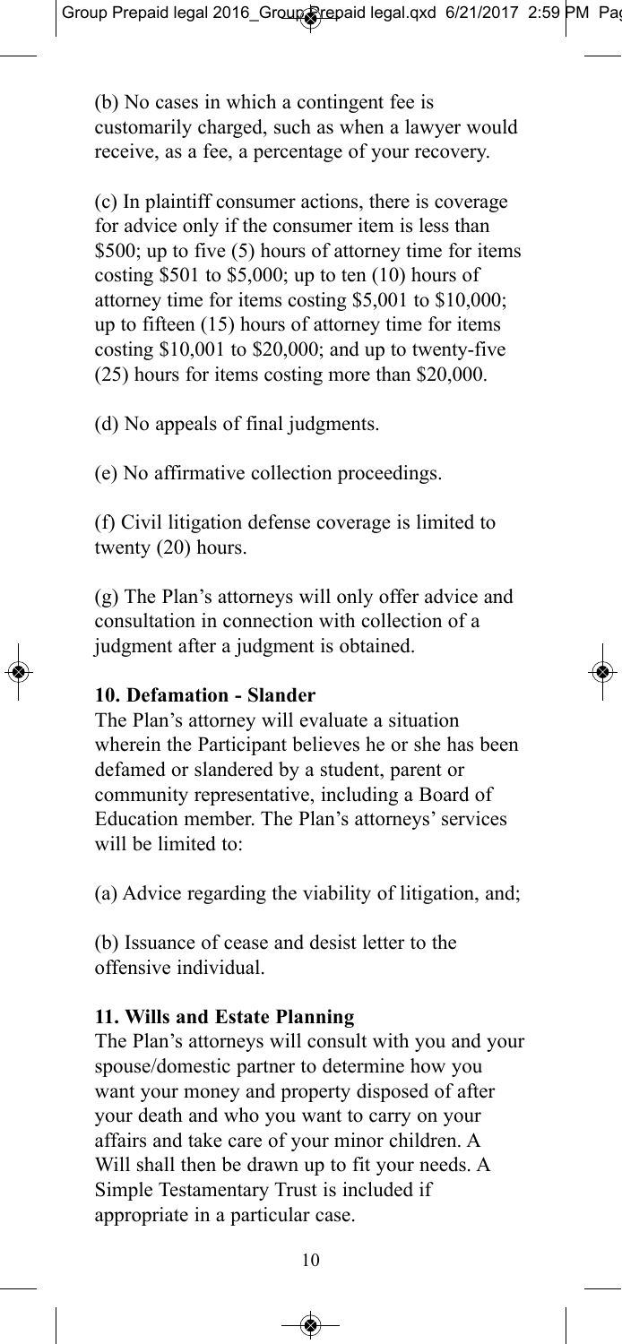(b) No cases in which a contingent fee is customarily charged, such as when a lawyer would receive, as a fee, a percentage of your recovery.

(c) In plaintiff consumer actions, there is coverage for advice only if the consumer item is less than $500; up to five (5) hours of attorney time for items costing $501 to $5,000; up to ten (10) hours of attorney time for items costing $5,001 to $10,000; up to fifteen (15) hours of attorney time for items costing $10,001 to $20,000; and up to twenty-five (25) hours for items costing more than $20,000.

(d) No appeals of final judgments.

(e) No affirmative collection proceedings.

(f) Civil litigation defense coverage is limited to twenty (20) hours.

(g) The Plan's attorneys will only offer advice and consultation in connection with collection of a judgment after a judgment is obtained.

**10. Defamation - Slander**

The Plan's attorney will evaluate a situation wherein the Participant believes he or she has been defamed or slandered by a student, parent or community representative, including a Board of Education member. The Plan's attorneys' services will be limited to:

(a) Advice regarding the viability of litigation, and;

(b) Issuance of cease and desist letter to the offensive individual.

**11. Wills and Estate Planning**

The Plan's attorneys will consult with you and your spouse/domestic partner to determine how you want your money and property disposed of after your death and who you want to carry on your affairs and take care of your minor children. A Will shall then be drawn up to fit your needs. A Simple Testamentary Trust is included if appropriate in a particular case.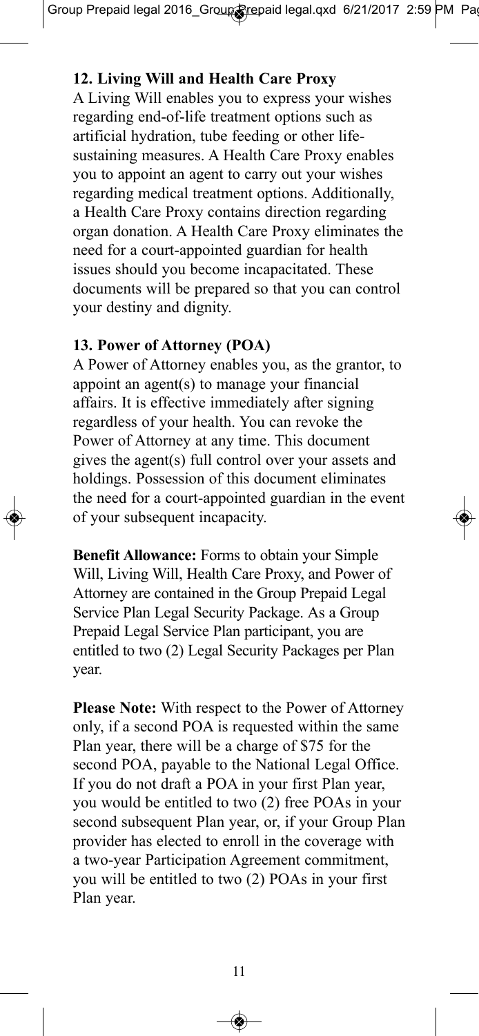**12. Living Will and Health Care Proxy**

A Living Will enables you to express your wishes regarding end-of-life treatment options such as artificial hydration, tube feeding or other life-sustaining measures. A Health Care Proxy enables you to appoint an agent to carry out your wishes regarding medical treatment options. Additionally, a Health Care Proxy contains direction regarding organ donation. A Health Care Proxy eliminates the need for a court-appointed guardian for health issues should you become incapacitated. These documents will be prepared so that you can control your destiny and dignity.

**13. Power of Attorney (POA)**

A Power of Attorney enables you, as the grantor, to appoint an agent(s) to manage your financial affairs. It is effective immediately after signing regardless of your health. You can revoke the Power of Attorney at any time. This document gives the agent(s) full control over your assets and holdings. Possession of this document eliminates the need for a court-appointed guardian in the event of your subsequent incapacity.

**Benefit Allowance:** Forms to obtain your Simple Will, Living Will, Health Care Proxy, and Power of Attorney are contained in the Group Prepaid Legal Service Plan Legal Security Package. As a Group Prepaid Legal Service Plan participant, you are entitled to two (2) Legal Security Packages per Plan year.

**Please Note:** With respect to the Power of Attorney only, if a second POA is requested within the same Plan year, there will be a charge of $75 for the second POA, payable to the National Legal Office. If you do not draft a POA in your first Plan year, you would be entitled to two (2) free POAs in your second subsequent Plan year, or, if your Group Plan provider has elected to enroll in the coverage with a two-year Participation Agreement commitment, you will be entitled to two (2) POAs in your first Plan year.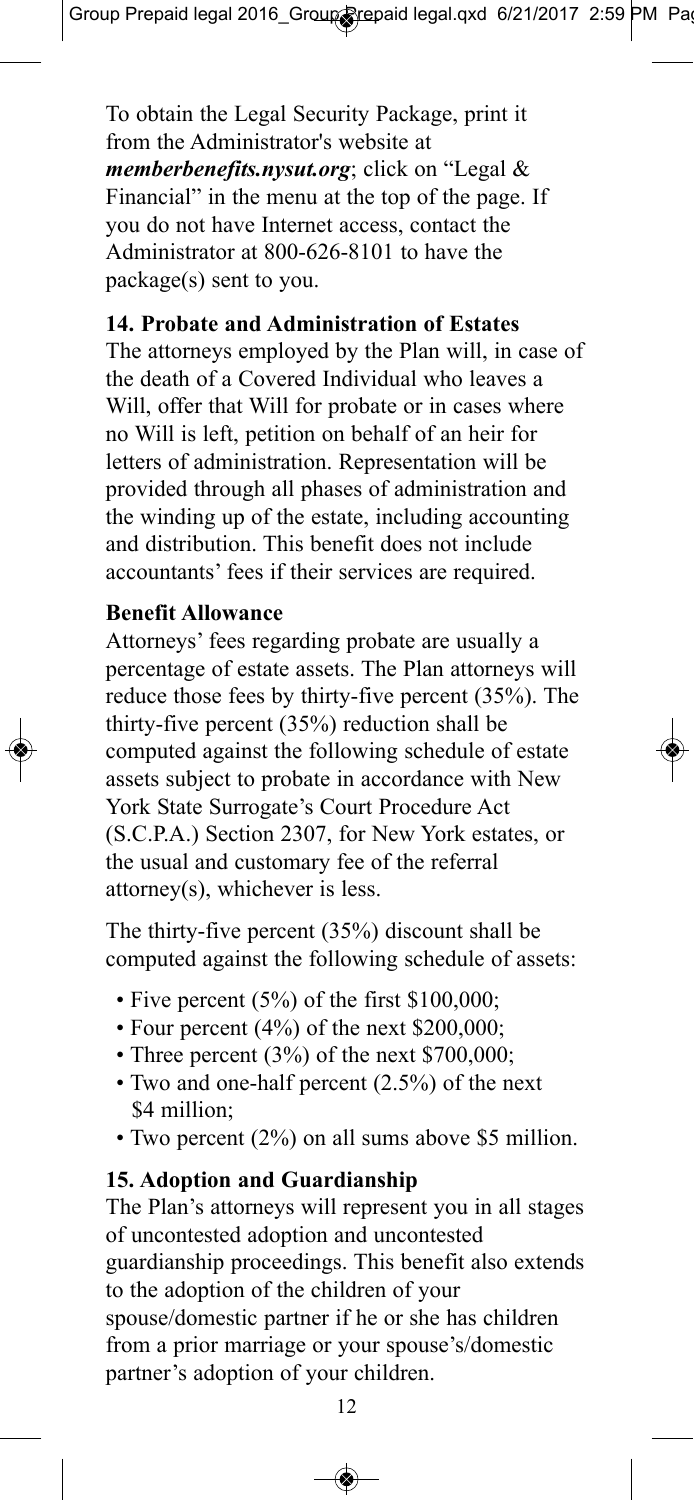To obtain the Legal Security Package, print it from the Administrator's website at ***memberbenefits.nysut.org***; click on "Legal & Financial" in the menu at the top of the page. If you do not have Internet access, contact the Administrator at 800-626-8101 to have the package(s) sent to you.

**14. Probate and Administration of Estates**

The attorneys employed by the Plan will, in case of the death of a Covered Individual who leaves a Will, offer that Will for probate or in cases where no Will is left, petition on behalf of an heir for letters of administration. Representation will be provided through all phases of administration and the winding up of the estate, including accounting and distribution. This benefit does not include accountants' fees if their services are required.

**Benefit Allowance**

Attorneys' fees regarding probate are usually a percentage of estate assets. The Plan attorneys will reduce those fees by thirty-five percent (35%). The thirty-five percent (35%) reduction shall be computed against the following schedule of estate assets subject to probate in accordance with New York State Surrogate's Court Procedure Act (S.C.P.A.) Section 2307, for New York estates, or the usual and customary fee of the referral attorney(s), whichever is less.

The thirty-five percent (35%) discount shall be computed against the following schedule of assets:

- Five percent (5%) of the first $100,000;
- Four percent (4%) of the next $200,000;
- Three percent (3%) of the next $700,000;
- Two and one-half percent (2.5%) of the next $4 million;
- Two percent (2%) on all sums above $5 million.

**15. Adoption and Guardianship**

The Plan's attorneys will represent you in all stages of uncontested adoption and uncontested guardianship proceedings. This benefit also extends to the adoption of the children of your spouse/domestic partner if he or she has children from a prior marriage or your spouse's/domestic partner's adoption of your children.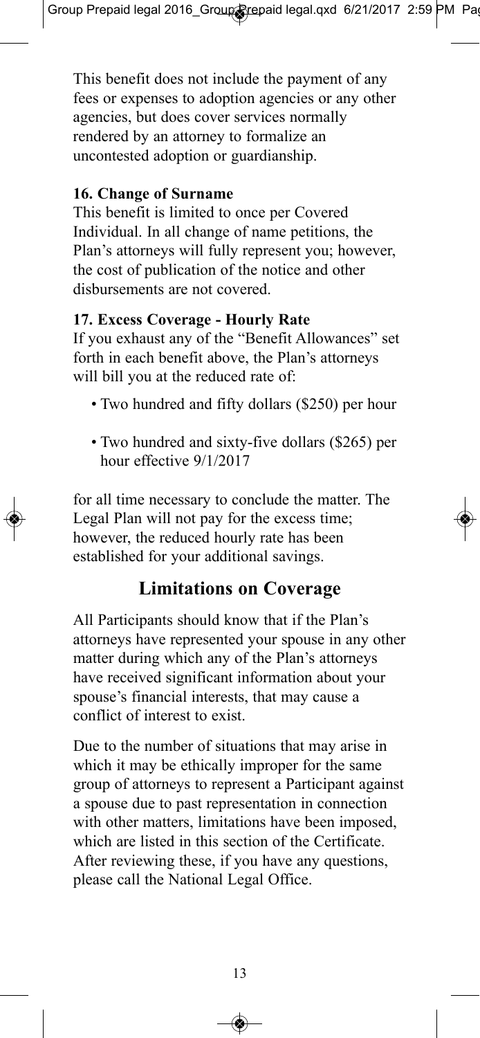This benefit does not include the payment of any fees or expenses to adoption agencies or any other agencies, but does cover services normally rendered by an attorney to formalize an uncontested adoption or guardianship.

**16. Change of Surname**

This benefit is limited to once per Covered Individual. In all change of name petitions, the Plan's attorneys will fully represent you; however, the cost of publication of the notice and other disbursements are not covered.

**17. Excess Coverage - Hourly Rate**

If you exhaust any of the "Benefit Allowances" set forth in each benefit above, the Plan's attorneys will bill you at the reduced rate of:

- Two hundred and fifty dollars ($250) per hour
- Two hundred and sixty-five dollars ($265) per hour effective 9/1/2017

for all time necessary to conclude the matter. The Legal Plan will not pay for the excess time; however, the reduced hourly rate has been established for your additional savings.

## Limitations on Coverage

All Participants should know that if the Plan's attorneys have represented your spouse in any other matter during which any of the Plan's attorneys have received significant information about your spouse's financial interests, that may cause a conflict of interest to exist.

Due to the number of situations that may arise in which it may be ethically improper for the same group of attorneys to represent a Participant against a spouse due to past representation in connection with other matters, limitations have been imposed, which are listed in this section of the Certificate. After reviewing these, if you have any questions, please call the National Legal Office.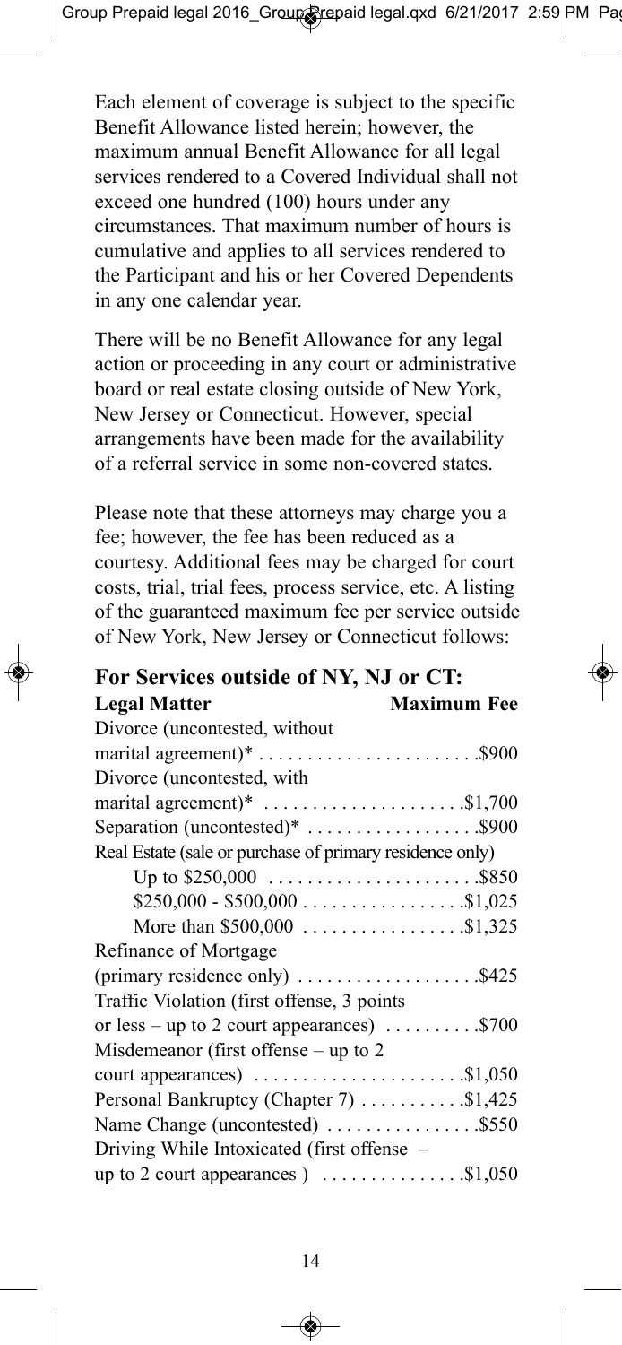Each element of coverage is subject to the specific Benefit Allowance listed herein; however, the maximum annual Benefit Allowance for all legal services rendered to a Covered Individual shall not exceed one hundred (100) hours under any circumstances. That maximum number of hours is cumulative and applies to all services rendered to the Participant and his or her Covered Dependents in any one calendar year.

There will be no Benefit Allowance for any legal action or proceeding in any court or administrative board or real estate closing outside of New York, New Jersey or Connecticut. However, special arrangements have been made for the availability of a referral service in some non-covered states.

Please note that these attorneys may charge you a fee; however, the fee has been reduced as a courtesy. Additional fees may be charged for court costs, trial, trial fees, process service, etc. A listing of the guaranteed maximum fee per service outside of New York, New Jersey or Connecticut follows:

## For Services outside of NY, NJ or CT:

| Legal Matter | Maximum Fee |
|---|---|
| Divorce (uncontested, without marital agreement)* | $900 |
| Divorce (uncontested, with marital agreement)* | $1,700 |
| Separation (uncontested)* | $900 |
| Real Estate (sale or purchase of primary residence only) | |
| Up to $250,000 | $850 |
| $250,000 - $500,000 | $1,025 |
| More than $500,000 | $1,325 |
| Refinance of Mortgage (primary residence only) | $425 |
| Traffic Violation (first offense, 3 points or less – up to 2 court appearances) | $700 |
| Misdemeanor (first offense – up to 2 court appearances) | $1,050 |
| Personal Bankruptcy (Chapter 7) | $1,425 |
| Name Change (uncontested) | $550 |
| Driving While Intoxicated (first offense – up to 2 court appearances ) | $1,050 |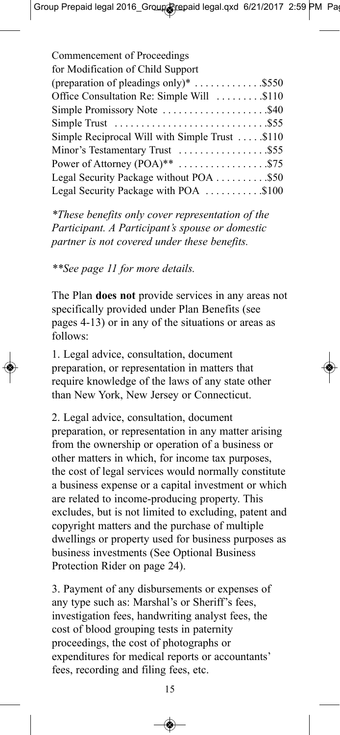| Service | Fee |
| --- | --- |
| Commencement of Proceedings for Modification of Child Support (preparation of pleadings only)* | $550 |
| Office Consultation Re: Simple Will | $110 |
| Simple Promissory Note | $40 |
| Simple Trust | $55 |
| Simple Reciprocal Will with Simple Trust | $110 |
| Minor's Testamentary Trust | $55 |
| Power of Attorney (POA)** | $75 |
| Legal Security Package without POA | $50 |
| Legal Security Package with POA | $100 |

*\*These benefits only cover representation of the Participant. A Participant's spouse or domestic partner is not covered under these benefits.*

*\*\*See page 11 for more details.*

The Plan **does not** provide services in any areas not specifically provided under Plan Benefits (see pages 4-13) or in any of the situations or areas as follows:

1. Legal advice, consultation, document preparation, or representation in matters that require knowledge of the laws of any state other than New York, New Jersey or Connecticut.

2. Legal advice, consultation, document preparation, or representation in any matter arising from the ownership or operation of a business or other matters in which, for income tax purposes, the cost of legal services would normally constitute a business expense or a capital investment or which are related to income-producing property. This excludes, but is not limited to excluding, patent and copyright matters and the purchase of multiple dwellings or property used for business purposes as business investments (See Optional Business Protection Rider on page 24).

3. Payment of any disbursements or expenses of any type such as: Marshal's or Sheriff's fees, investigation fees, handwriting analyst fees, the cost of blood grouping tests in paternity proceedings, the cost of photographs or expenditures for medical reports or accountants' fees, recording and filing fees, etc.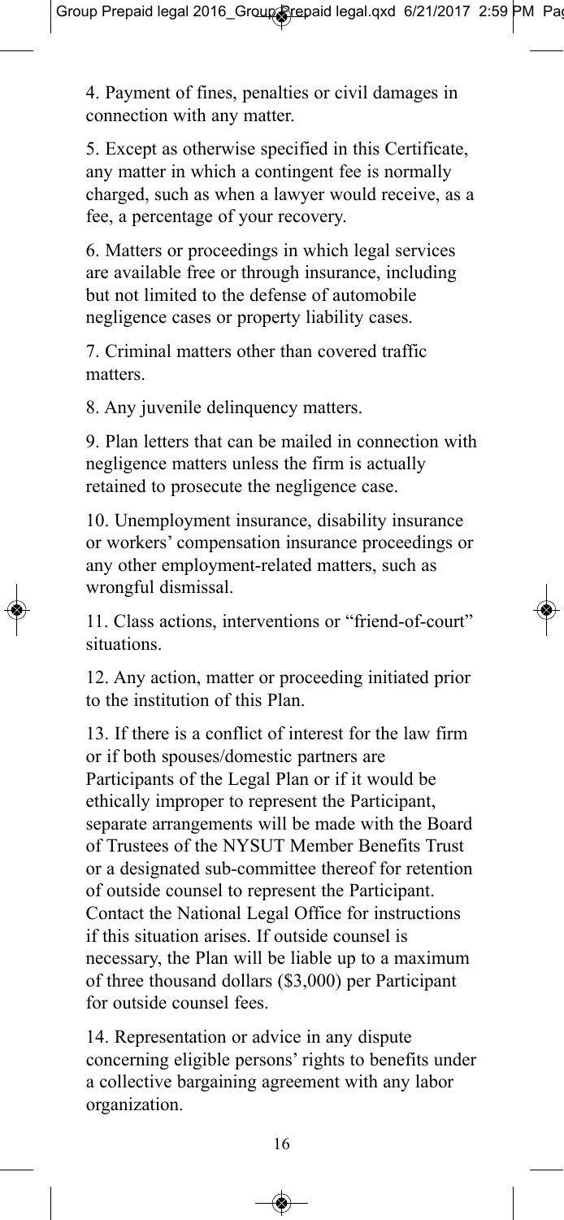4. Payment of fines, penalties or civil damages in connection with any matter.

5. Except as otherwise specified in this Certificate, any matter in which a contingent fee is normally charged, such as when a lawyer would receive, as a fee, a percentage of your recovery.

6. Matters or proceedings in which legal services are available free or through insurance, including but not limited to the defense of automobile negligence cases or property liability cases.

7. Criminal matters other than covered traffic matters.

8. Any juvenile delinquency matters.

9. Plan letters that can be mailed in connection with negligence matters unless the firm is actually retained to prosecute the negligence case.

10. Unemployment insurance, disability insurance or workers' compensation insurance proceedings or any other employment-related matters, such as wrongful dismissal.

11. Class actions, interventions or "friend-of-court" situations.

12. Any action, matter or proceeding initiated prior to the institution of this Plan.

13. If there is a conflict of interest for the law firm or if both spouses/domestic partners are Participants of the Legal Plan or if it would be ethically improper to represent the Participant, separate arrangements will be made with the Board of Trustees of the NYSUT Member Benefits Trust or a designated sub-committee thereof for retention of outside counsel to represent the Participant. Contact the National Legal Office for instructions if this situation arises. If outside counsel is necessary, the Plan will be liable up to a maximum of three thousand dollars ($3,000) per Participant for outside counsel fees.

14. Representation or advice in any dispute concerning eligible persons' rights to benefits under a collective bargaining agreement with any labor organization.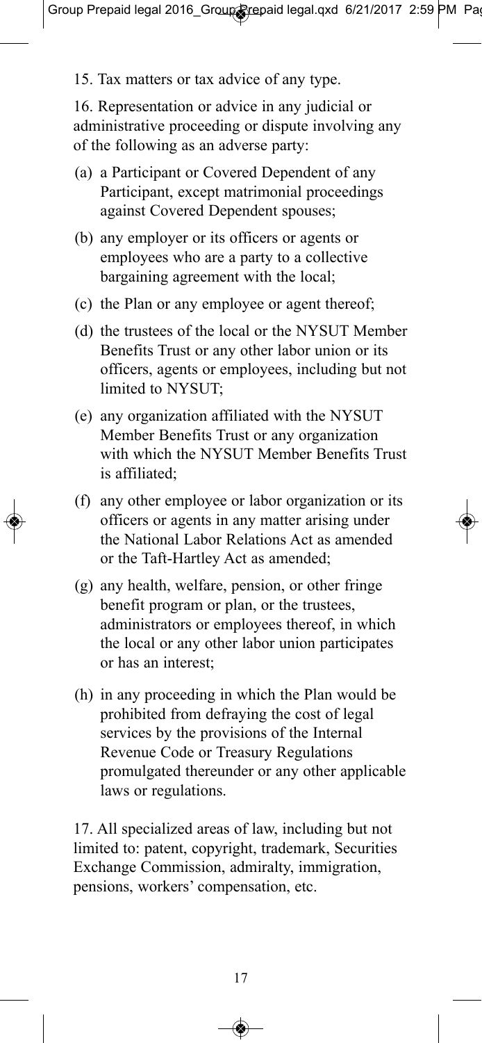15. Tax matters or tax advice of any type.

16. Representation or advice in any judicial or administrative proceeding or dispute involving any of the following as an adverse party:

(a) a Participant or Covered Dependent of any Participant, except matrimonial proceedings against Covered Dependent spouses;

(b) any employer or its officers or agents or employees who are a party to a collective bargaining agreement with the local;

(c) the Plan or any employee or agent thereof;

(d) the trustees of the local or the NYSUT Member Benefits Trust or any other labor union or its officers, agents or employees, including but not limited to NYSUT;

(e) any organization affiliated with the NYSUT Member Benefits Trust or any organization with which the NYSUT Member Benefits Trust is affiliated;

(f) any other employee or labor organization or its officers or agents in any matter arising under the National Labor Relations Act as amended or the Taft-Hartley Act as amended;

(g) any health, welfare, pension, or other fringe benefit program or plan, or the trustees, administrators or employees thereof, in which the local or any other labor union participates or has an interest;

(h) in any proceeding in which the Plan would be prohibited from defraying the cost of legal services by the provisions of the Internal Revenue Code or Treasury Regulations promulgated thereunder or any other applicable laws or regulations.

17. All specialized areas of law, including but not limited to: patent, copyright, trademark, Securities Exchange Commission, admiralty, immigration, pensions, workers' compensation, etc.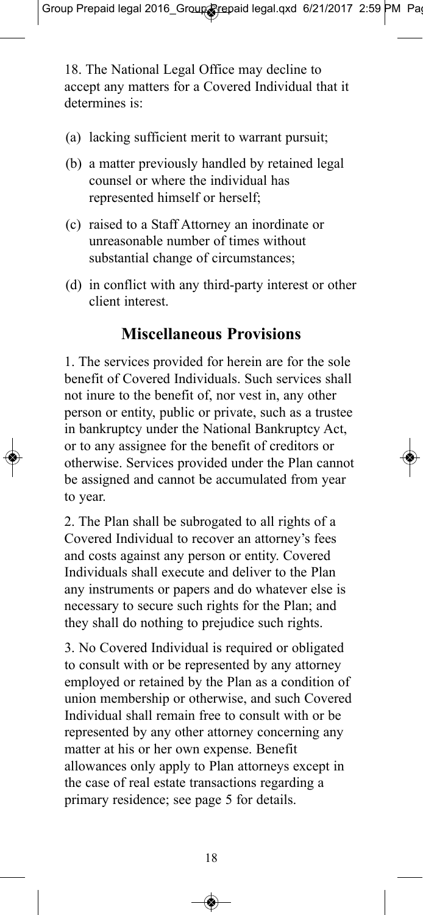18. The National Legal Office may decline to accept any matters for a Covered Individual that it determines is:

(a) lacking sufficient merit to warrant pursuit;

(b) a matter previously handled by retained legal counsel or where the individual has represented himself or herself;

(c) raised to a Staff Attorney an inordinate or unreasonable number of times without substantial change of circumstances;

(d) in conflict with any third-party interest or other client interest.

## Miscellaneous Provisions

1. The services provided for herein are for the sole benefit of Covered Individuals. Such services shall not inure to the benefit of, nor vest in, any other person or entity, public or private, such as a trustee in bankruptcy under the National Bankruptcy Act, or to any assignee for the benefit of creditors or otherwise. Services provided under the Plan cannot be assigned and cannot be accumulated from year to year.

2. The Plan shall be subrogated to all rights of a Covered Individual to recover an attorney's fees and costs against any person or entity. Covered Individuals shall execute and deliver to the Plan any instruments or papers and do whatever else is necessary to secure such rights for the Plan; and they shall do nothing to prejudice such rights.

3. No Covered Individual is required or obligated to consult with or be represented by any attorney employed or retained by the Plan as a condition of union membership or otherwise, and such Covered Individual shall remain free to consult with or be represented by any other attorney concerning any matter at his or her own expense. Benefit allowances only apply to Plan attorneys except in the case of real estate transactions regarding a primary residence; see page 5 for details.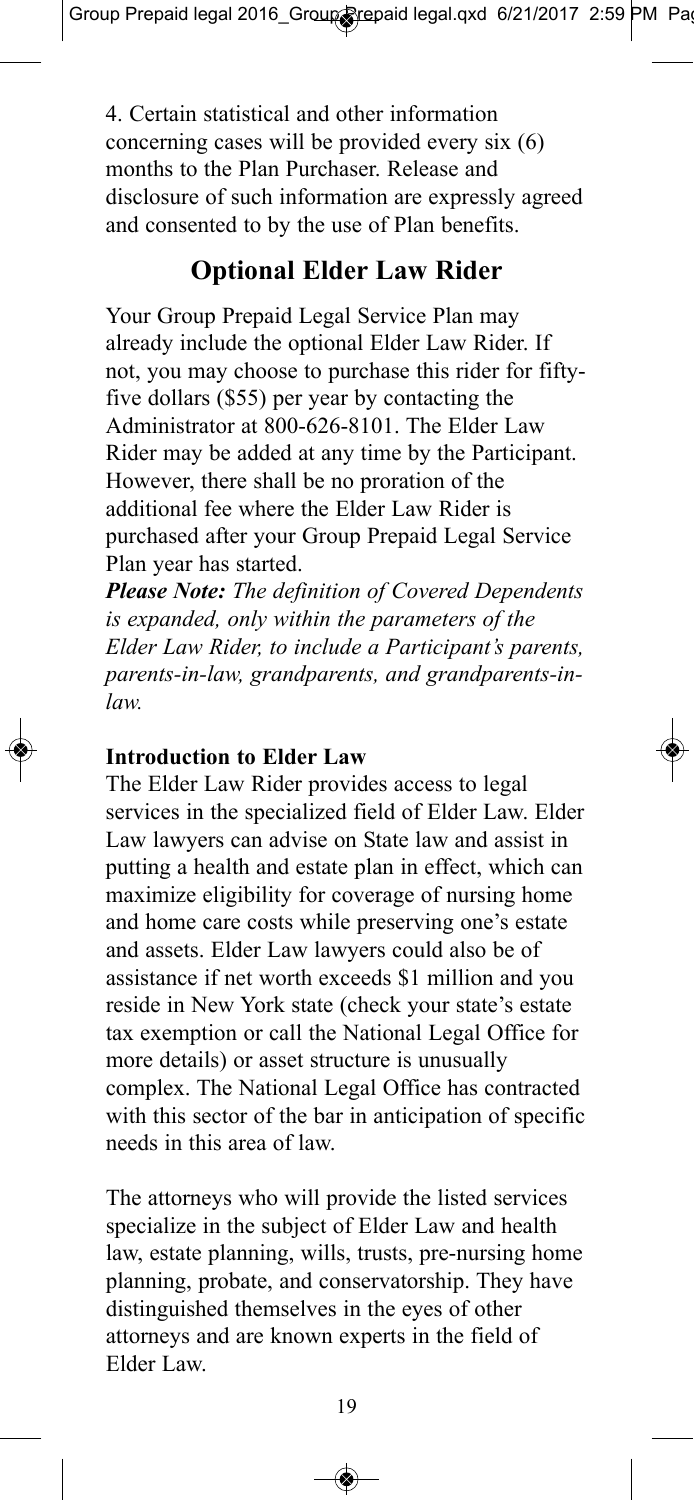4. Certain statistical and other information concerning cases will be provided every six (6) months to the Plan Purchaser. Release and disclosure of such information are expressly agreed and consented to by the use of Plan benefits.

## Optional Elder Law Rider

Your Group Prepaid Legal Service Plan may already include the optional Elder Law Rider. If not, you may choose to purchase this rider for fifty-five dollars ($55) per year by contacting the Administrator at 800-626-8101. The Elder Law Rider may be added at any time by the Participant. However, there shall be no proration of the additional fee where the Elder Law Rider is purchased after your Group Prepaid Legal Service Plan year has started.

***Please Note:*** *The definition of Covered Dependents is expanded, only within the parameters of the Elder Law Rider, to include a Participant's parents, parents-in-law, grandparents, and grandparents-in-law.*

### Introduction to Elder Law

The Elder Law Rider provides access to legal services in the specialized field of Elder Law. Elder Law lawyers can advise on State law and assist in putting a health and estate plan in effect, which can maximize eligibility for coverage of nursing home and home care costs while preserving one's estate and assets. Elder Law lawyers could also be of assistance if net worth exceeds $1 million and you reside in New York state (check your state's estate tax exemption or call the National Legal Office for more details) or asset structure is unusually complex. The National Legal Office has contracted with this sector of the bar in anticipation of specific needs in this area of law.

The attorneys who will provide the listed services specialize in the subject of Elder Law and health law, estate planning, wills, trusts, pre-nursing home planning, probate, and conservatorship. They have distinguished themselves in the eyes of other attorneys and are known experts in the field of Elder Law.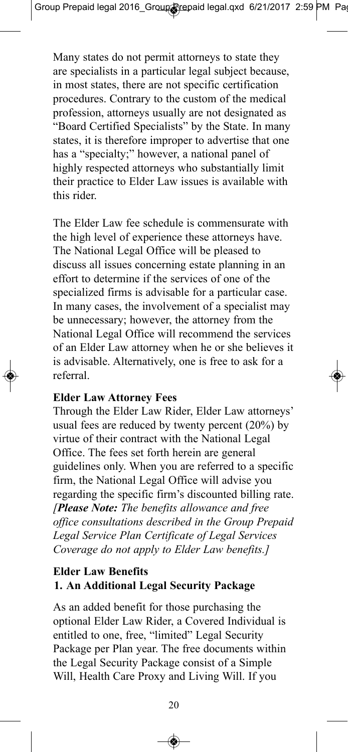Many states do not permit attorneys to state they are specialists in a particular legal subject because, in most states, there are not specific certification procedures. Contrary to the custom of the medical profession, attorneys usually are not designated as "Board Certified Specialists" by the State. In many states, it is therefore improper to advertise that one has a "specialty;" however, a national panel of highly respected attorneys who substantially limit their practice to Elder Law issues is available with this rider.

The Elder Law fee schedule is commensurate with the high level of experience these attorneys have. The National Legal Office will be pleased to discuss all issues concerning estate planning in an effort to determine if the services of one of the specialized firms is advisable for a particular case. In many cases, the involvement of a specialist may be unnecessary; however, the attorney from the National Legal Office will recommend the services of an Elder Law attorney when he or she believes it is advisable. Alternatively, one is free to ask for a referral.

**Elder Law Attorney Fees**

Through the Elder Law Rider, Elder Law attorneys' usual fees are reduced by twenty percent (20%) by virtue of their contract with the National Legal Office. The fees set forth herein are general guidelines only. When you are referred to a specific firm, the National Legal Office will advise you regarding the specific firm's discounted billing rate. *[**Please Note:** The benefits allowance and free office consultations described in the Group Prepaid Legal Service Plan Certificate of Legal Services Coverage do not apply to Elder Law benefits.]*

**Elder Law Benefits**

**1. An Additional Legal Security Package**

As an added benefit for those purchasing the optional Elder Law Rider, a Covered Individual is entitled to one, free, "limited" Legal Security Package per Plan year. The free documents within the Legal Security Package consist of a Simple Will, Health Care Proxy and Living Will. If you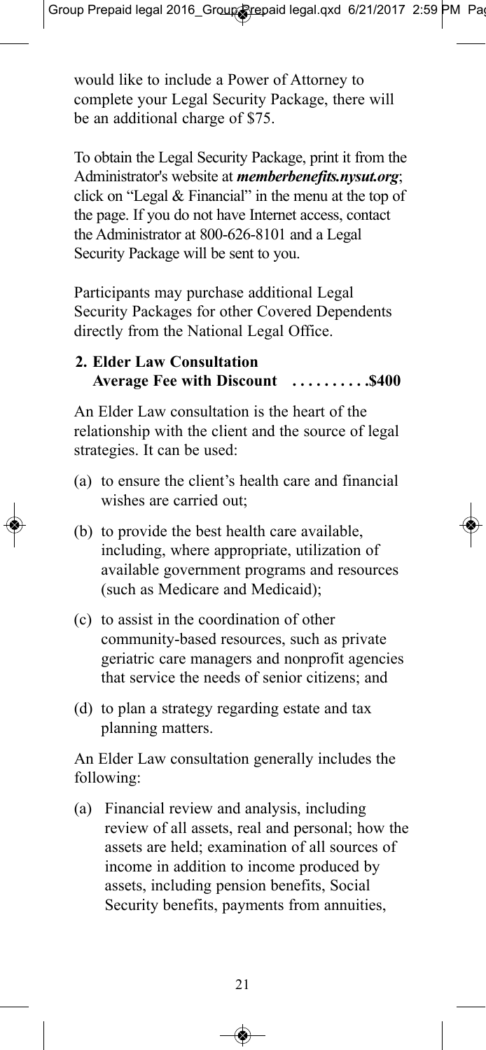would like to include a Power of Attorney to complete your Legal Security Package, there will be an additional charge of $75.

To obtain the Legal Security Package, print it from the Administrator's website at ***memberbenefits.nysut.org***; click on "Legal & Financial" in the menu at the top of the page. If you do not have Internet access, contact the Administrator at 800-626-8101 and a Legal Security Package will be sent to you.

Participants may purchase additional Legal Security Packages for other Covered Dependents directly from the National Legal Office.

**2. Elder Law Consultation**
**Average Fee with Discount . . . . . . . . . .$400**

An Elder Law consultation is the heart of the relationship with the client and the source of legal strategies. It can be used:

(a) to ensure the client's health care and financial wishes are carried out;

(b) to provide the best health care available, including, where appropriate, utilization of available government programs and resources (such as Medicare and Medicaid);

(c) to assist in the coordination of other community-based resources, such as private geriatric care managers and nonprofit agencies that service the needs of senior citizens; and

(d) to plan a strategy regarding estate and tax planning matters.

An Elder Law consultation generally includes the following:

(a) Financial review and analysis, including review of all assets, real and personal; how the assets are held; examination of all sources of income in addition to income produced by assets, including pension benefits, Social Security benefits, payments from annuities,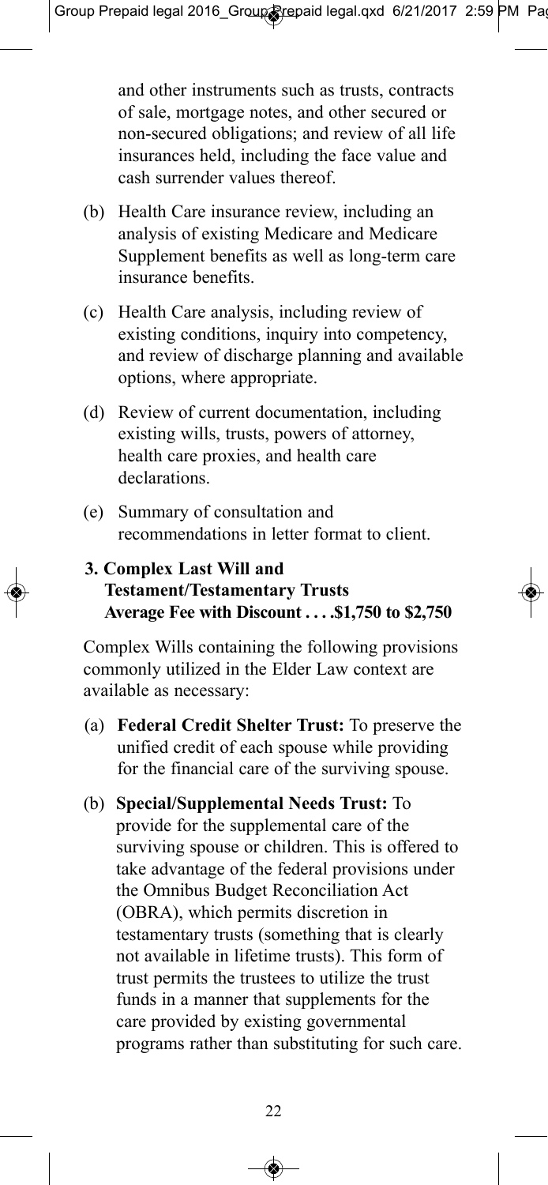and other instruments such as trusts, contracts of sale, mortgage notes, and other secured or non-secured obligations; and review of all life insurances held, including the face value and cash surrender values thereof.

(b) Health Care insurance review, including an analysis of existing Medicare and Medicare Supplement benefits as well as long-term care insurance benefits.

(c) Health Care analysis, including review of existing conditions, inquiry into competency, and review of discharge planning and available options, where appropriate.

(d) Review of current documentation, including existing wills, trusts, powers of attorney, health care proxies, and health care declarations.

(e) Summary of consultation and recommendations in letter format to client.

**3. Complex Last Will and Testament/Testamentary Trusts Average Fee with Discount . . . .$1,750 to $2,750**

Complex Wills containing the following provisions commonly utilized in the Elder Law context are available as necessary:

(a) **Federal Credit Shelter Trust:** To preserve the unified credit of each spouse while providing for the financial care of the surviving spouse.

(b) **Special/Supplemental Needs Trust:** To provide for the supplemental care of the surviving spouse or children. This is offered to take advantage of the federal provisions under the Omnibus Budget Reconciliation Act (OBRA), which permits discretion in testamentary trusts (something that is clearly not available in lifetime trusts). This form of trust permits the trustees to utilize the trust funds in a manner that supplements for the care provided by existing governmental programs rather than substituting for such care.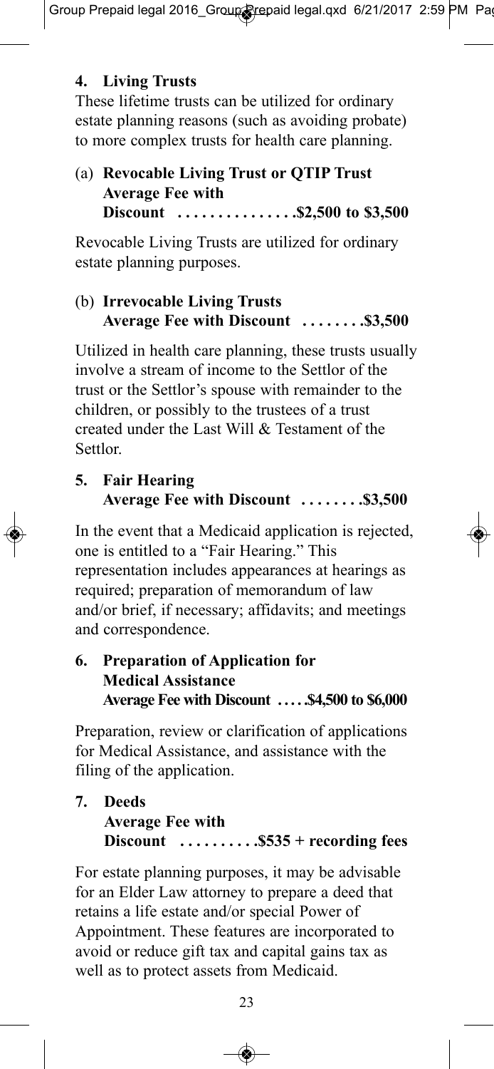### 4. Living Trusts

These lifetime trusts can be utilized for ordinary estate planning reasons (such as avoiding probate) to more complex trusts for health care planning.

#### (a) Revocable Living Trust or QTIP Trust Average Fee with Discount . . . . . . . . . . . . . . .$2,500 to $3,500

Revocable Living Trusts are utilized for ordinary estate planning purposes.

#### (b) Irrevocable Living Trusts Average Fee with Discount . . . . . . . .$3,500

Utilized in health care planning, these trusts usually involve a stream of income to the Settlor of the trust or the Settlor's spouse with remainder to the children, or possibly to the trustees of a trust created under the Last Will & Testament of the Settlor.

### 5. Fair Hearing Average Fee with Discount . . . . . . . .$3,500

In the event that a Medicaid application is rejected, one is entitled to a "Fair Hearing." This representation includes appearances at hearings as required; preparation of memorandum of law and/or brief, if necessary; affidavits; and meetings and correspondence.

### 6. Preparation of Application for Medical Assistance Average Fee with Discount . . . . .$4,500 to $6,000

Preparation, review or clarification of applications for Medical Assistance, and assistance with the filing of the application.

### 7. Deeds Average Fee with Discount . . . . . . . . . .$535 + recording fees

For estate planning purposes, it may be advisable for an Elder Law attorney to prepare a deed that retains a life estate and/or special Power of Appointment. These features are incorporated to avoid or reduce gift tax and capital gains tax as well as to protect assets from Medicaid.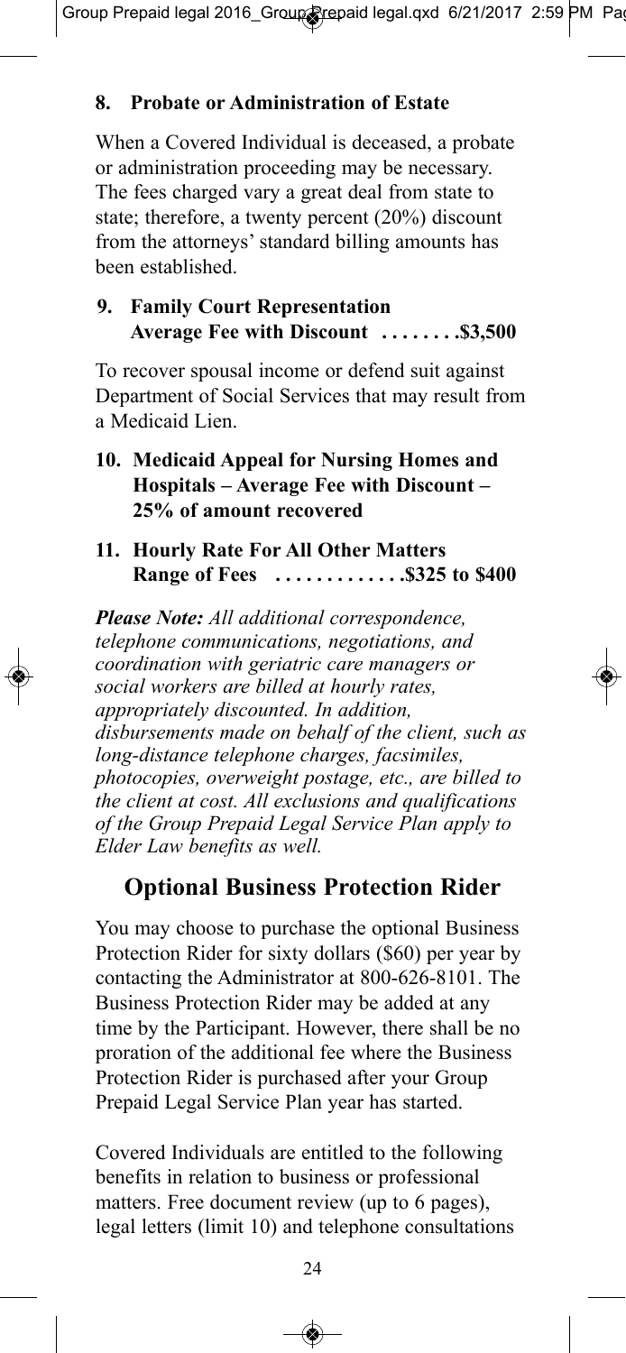**8. Probate or Administration of Estate**

When a Covered Individual is deceased, a probate or administration proceeding may be necessary. The fees charged vary a great deal from state to state; therefore, a twenty percent (20%) discount from the attorneys' standard billing amounts has been established.

**9. Family Court Representation Average Fee with Discount . . . . . . . . $3,500**

To recover spousal income or defend suit against Department of Social Services that may result from a Medicaid Lien.

**10. Medicaid Appeal for Nursing Homes and Hospitals – Average Fee with Discount – 25% of amount recovered**

**11. Hourly Rate For All Other Matters Range of Fees . . . . . . . . . . . . . $325 to $400**

***Please Note:*** *All additional correspondence, telephone communications, negotiations, and coordination with geriatric care managers or social workers are billed at hourly rates, appropriately discounted. In addition, disbursements made on behalf of the client, such as long-distance telephone charges, facsimiles, photocopies, overweight postage, etc., are billed to the client at cost. All exclusions and qualifications of the Group Prepaid Legal Service Plan apply to Elder Law benefits as well.*

## Optional Business Protection Rider

You may choose to purchase the optional Business Protection Rider for sixty dollars ($60) per year by contacting the Administrator at 800-626-8101. The Business Protection Rider may be added at any time by the Participant. However, there shall be no proration of the additional fee where the Business Protection Rider is purchased after your Group Prepaid Legal Service Plan year has started.

Covered Individuals are entitled to the following benefits in relation to business or professional matters. Free document review (up to 6 pages), legal letters (limit 10) and telephone consultations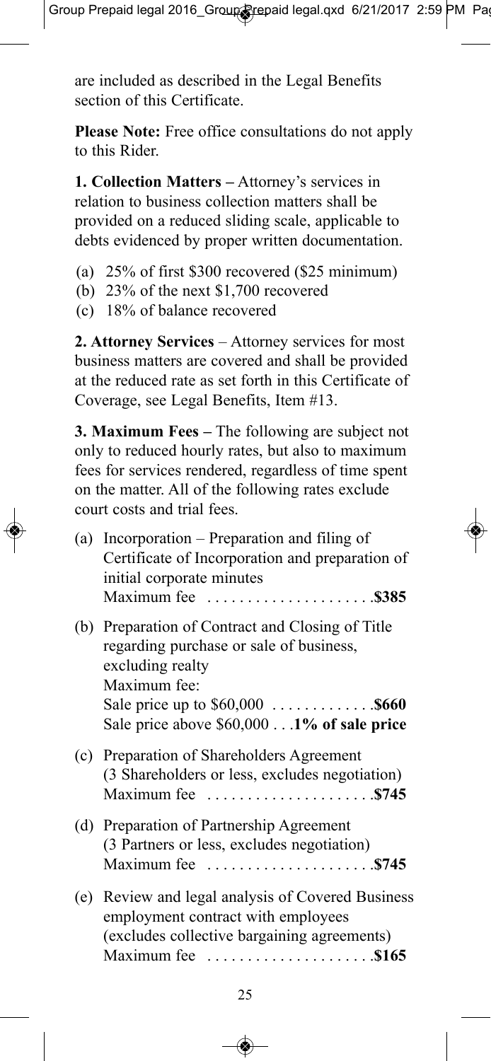are included as described in the Legal Benefits section of this Certificate.

**Please Note:** Free office consultations do not apply to this Rider.

**1. Collection Matters –** Attorney's services in relation to business collection matters shall be provided on a reduced sliding scale, applicable to debts evidenced by proper written documentation.

(a) 25% of first $300 recovered ($25 minimum)
(b) 23% of the next $1,700 recovered
(c) 18% of balance recovered

**2. Attorney Services** – Attorney services for most business matters are covered and shall be provided at the reduced rate as set forth in this Certificate of Coverage, see Legal Benefits, Item #13.

**3. Maximum Fees –** The following are subject not only to reduced hourly rates, but also to maximum fees for services rendered, regardless of time spent on the matter. All of the following rates exclude court costs and trial fees.

(a) Incorporation – Preparation and filing of Certificate of Incorporation and preparation of initial corporate minutes
Maximum fee . . . . . . . . . . . . . . . . . . . . .**$385**

(b) Preparation of Contract and Closing of Title regarding purchase or sale of business, excluding realty
Maximum fee:
Sale price up to $60,000 . . . . . . . . . . . . .**$660**
Sale price above $60,000 . . .**1% of sale price**

(c) Preparation of Shareholders Agreement (3 Shareholders or less, excludes negotiation)
Maximum fee . . . . . . . . . . . . . . . . . . . . .**$745**

(d) Preparation of Partnership Agreement (3 Partners or less, excludes negotiation)
Maximum fee . . . . . . . . . . . . . . . . . . . . .**$745**

(e) Review and legal analysis of Covered Business employment contract with employees (excludes collective bargaining agreements)
Maximum fee . . . . . . . . . . . . . . . . . . . . .**$165**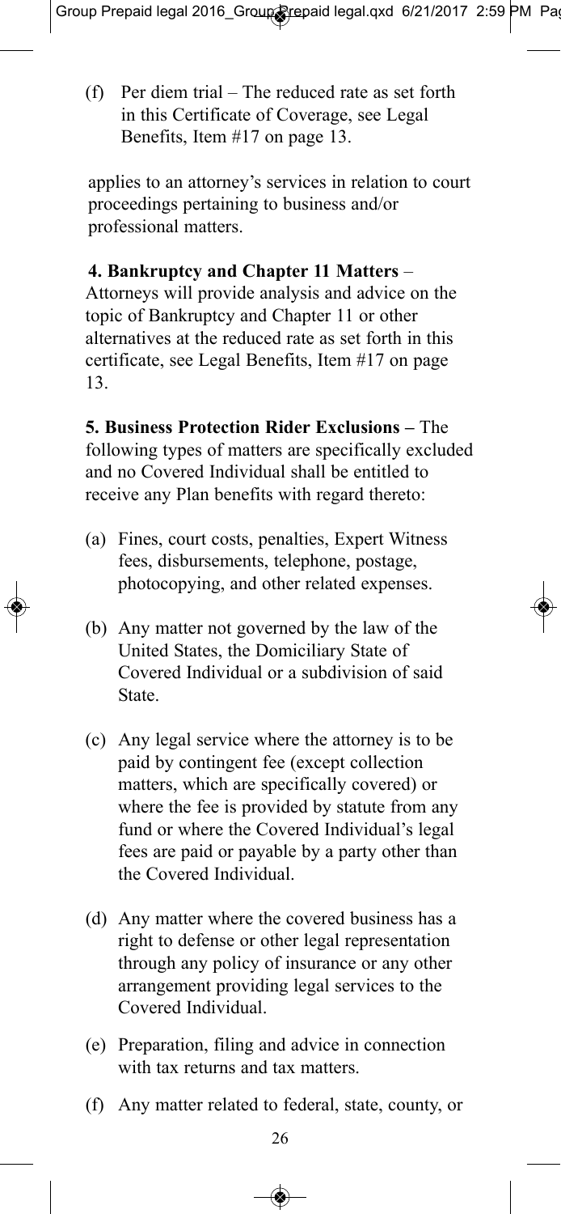(f) Per diem trial – The reduced rate as set forth in this Certificate of Coverage, see Legal Benefits, Item #17 on page 13.

applies to an attorney's services in relation to court proceedings pertaining to business and/or professional matters.

**4. Bankruptcy and Chapter 11 Matters** – Attorneys will provide analysis and advice on the topic of Bankruptcy and Chapter 11 or other alternatives at the reduced rate as set forth in this certificate, see Legal Benefits, Item #17 on page 13.

**5. Business Protection Rider Exclusions –** The following types of matters are specifically excluded and no Covered Individual shall be entitled to receive any Plan benefits with regard thereto:

(a) Fines, court costs, penalties, Expert Witness fees, disbursements, telephone, postage, photocopying, and other related expenses.

(b) Any matter not governed by the law of the United States, the Domiciliary State of Covered Individual or a subdivision of said State.

(c) Any legal service where the attorney is to be paid by contingent fee (except collection matters, which are specifically covered) or where the fee is provided by statute from any fund or where the Covered Individual's legal fees are paid or payable by a party other than the Covered Individual.

(d) Any matter where the covered business has a right to defense or other legal representation through any policy of insurance or any other arrangement providing legal services to the Covered Individual.

(e) Preparation, filing and advice in connection with tax returns and tax matters.

(f) Any matter related to federal, state, county, or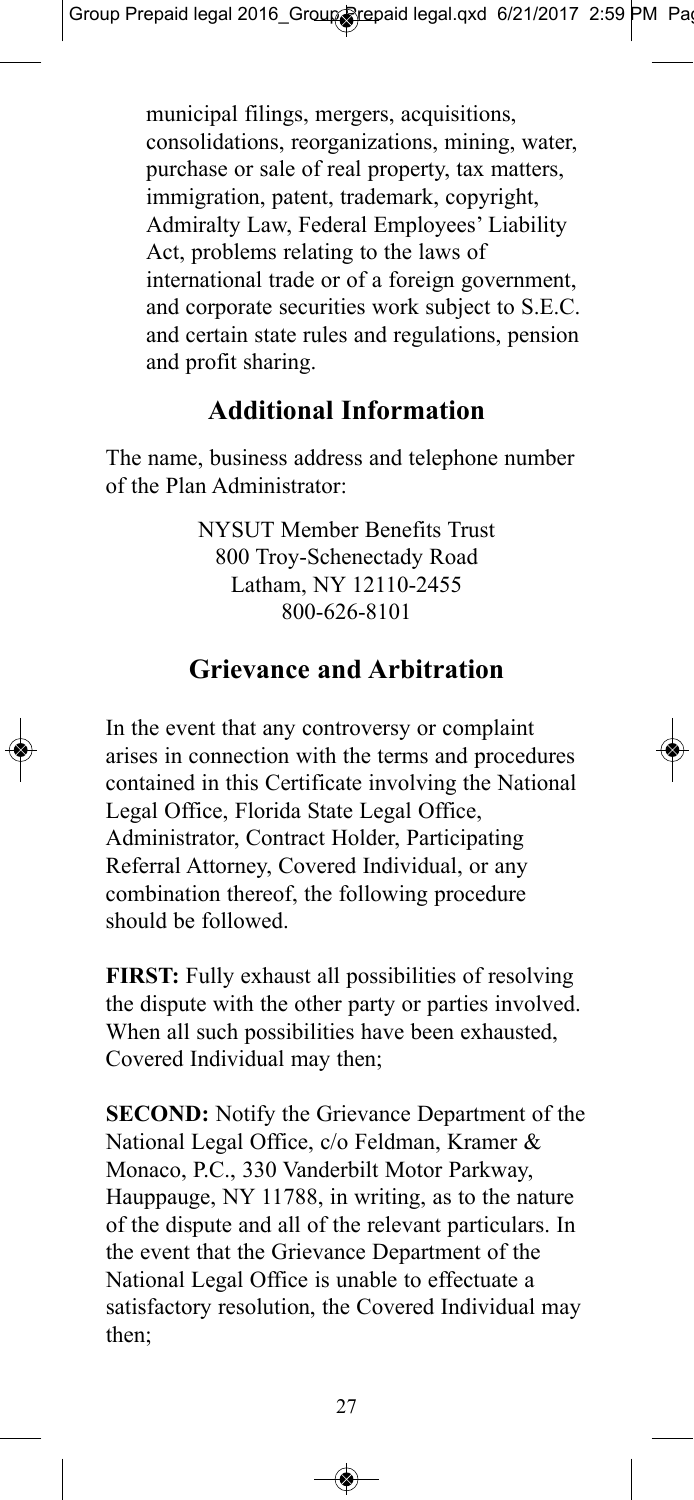municipal filings, mergers, acquisitions, consolidations, reorganizations, mining, water, purchase or sale of real property, tax matters, immigration, patent, trademark, copyright, Admiralty Law, Federal Employees' Liability Act, problems relating to the laws of international trade or of a foreign government, and corporate securities work subject to S.E.C. and certain state rules and regulations, pension and profit sharing.

## Additional Information

The name, business address and telephone number of the Plan Administrator:

NYSUT Member Benefits Trust
800 Troy-Schenectady Road
Latham, NY 12110-2455
800-626-8101

## Grievance and Arbitration

In the event that any controversy or complaint arises in connection with the terms and procedures contained in this Certificate involving the National Legal Office, Florida State Legal Office, Administrator, Contract Holder, Participating Referral Attorney, Covered Individual, or any combination thereof, the following procedure should be followed.

**FIRST:** Fully exhaust all possibilities of resolving the dispute with the other party or parties involved. When all such possibilities have been exhausted, Covered Individual may then;

**SECOND:** Notify the Grievance Department of the National Legal Office, c/o Feldman, Kramer & Monaco, P.C., 330 Vanderbilt Motor Parkway, Hauppauge, NY 11788, in writing, as to the nature of the dispute and all of the relevant particulars. In the event that the Grievance Department of the National Legal Office is unable to effectuate a satisfactory resolution, the Covered Individual may then;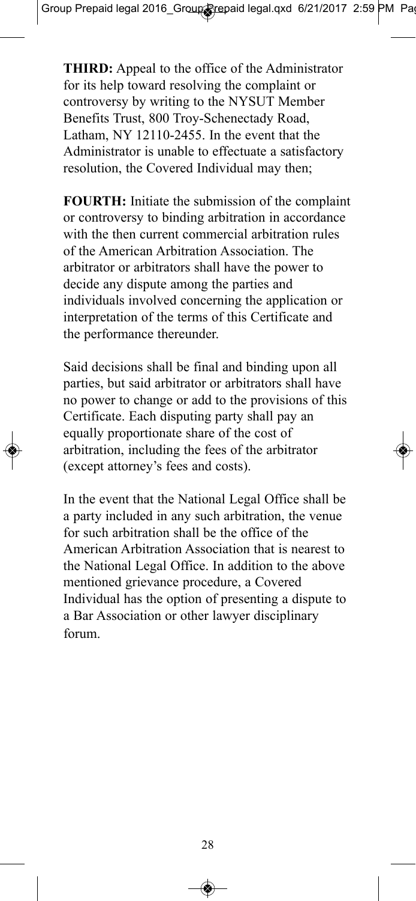**THIRD:** Appeal to the office of the Administrator for its help toward resolving the complaint or controversy by writing to the NYSUT Member Benefits Trust, 800 Troy-Schenectady Road, Latham, NY 12110-2455. In the event that the Administrator is unable to effectuate a satisfactory resolution, the Covered Individual may then;

**FOURTH:** Initiate the submission of the complaint or controversy to binding arbitration in accordance with the then current commercial arbitration rules of the American Arbitration Association. The arbitrator or arbitrators shall have the power to decide any dispute among the parties and individuals involved concerning the application or interpretation of the terms of this Certificate and the performance thereunder.

Said decisions shall be final and binding upon all parties, but said arbitrator or arbitrators shall have no power to change or add to the provisions of this Certificate. Each disputing party shall pay an equally proportionate share of the cost of arbitration, including the fees of the arbitrator (except attorney's fees and costs).

In the event that the National Legal Office shall be a party included in any such arbitration, the venue for such arbitration shall be the office of the American Arbitration Association that is nearest to the National Legal Office. In addition to the above mentioned grievance procedure, a Covered Individual has the option of presenting a dispute to a Bar Association or other lawyer disciplinary forum.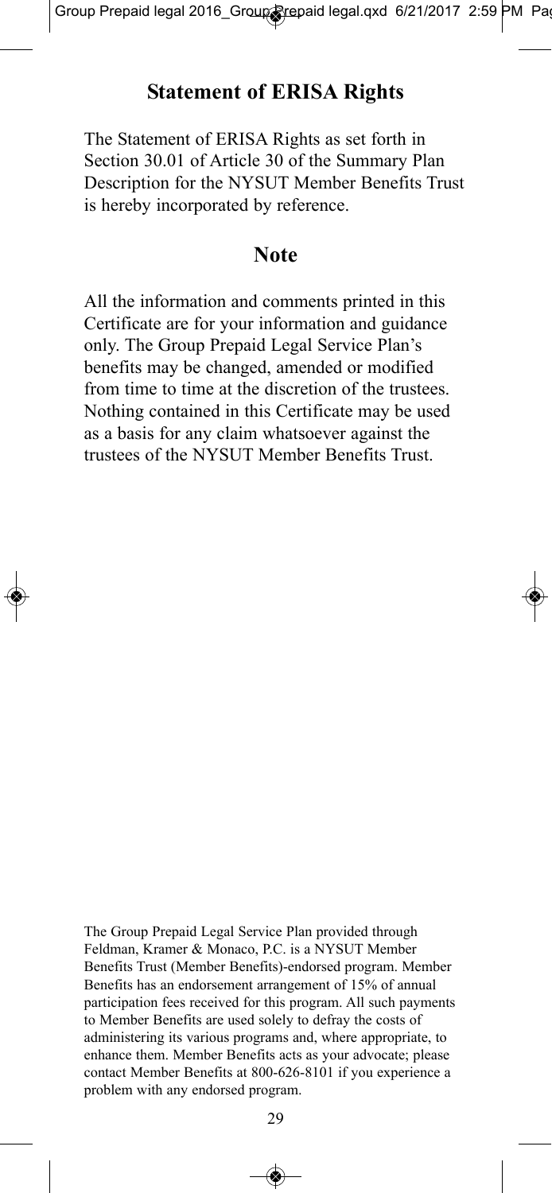## Statement of ERISA Rights

The Statement of ERISA Rights as set forth in Section 30.01 of Article 30 of the Summary Plan Description for the NYSUT Member Benefits Trust is hereby incorporated by reference.

## Note

All the information and comments printed in this Certificate are for your information and guidance only. The Group Prepaid Legal Service Plan's benefits may be changed, amended or modified from time to time at the discretion of the trustees. Nothing contained in this Certificate may be used as a basis for any claim whatsoever against the trustees of the NYSUT Member Benefits Trust.

The Group Prepaid Legal Service Plan provided through Feldman, Kramer & Monaco, P.C. is a NYSUT Member Benefits Trust (Member Benefits)-endorsed program. Member Benefits has an endorsement arrangement of 15% of annual participation fees received for this program. All such payments to Member Benefits are used solely to defray the costs of administering its various programs and, where appropriate, to enhance them. Member Benefits acts as your advocate; please contact Member Benefits at 800-626-8101 if you experience a problem with any endorsed program.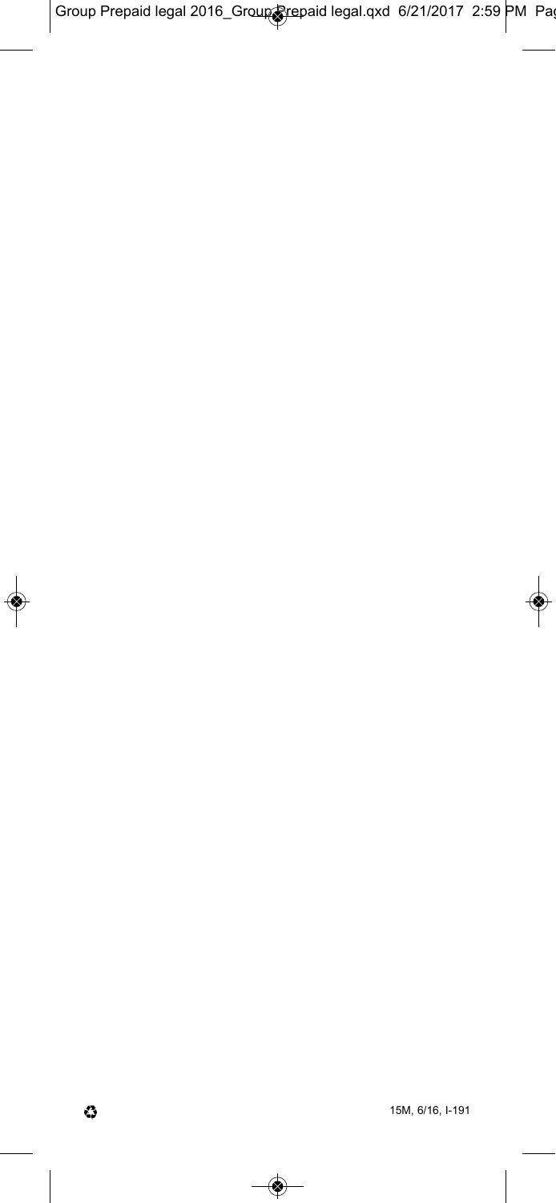15M, 6/16, I-191